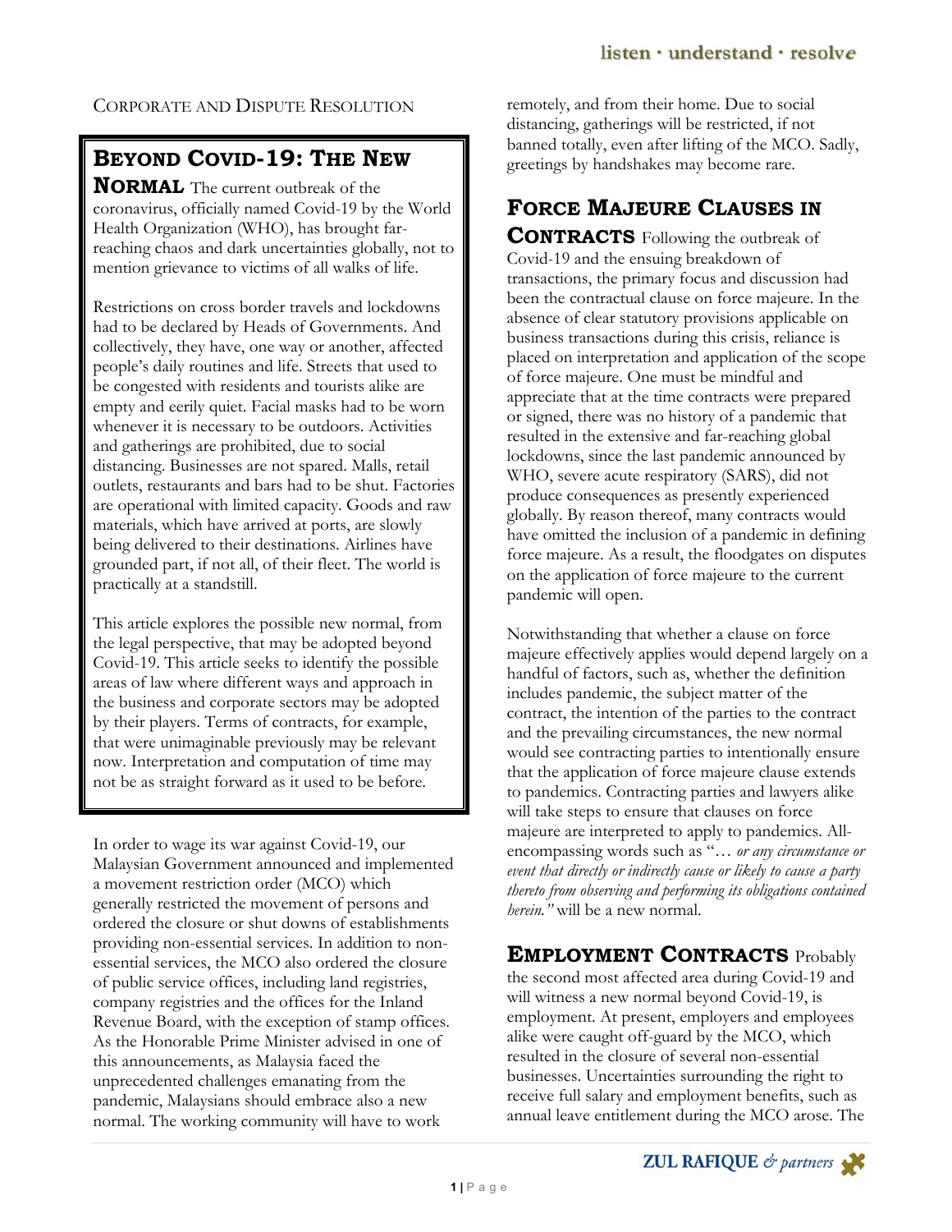CORPORATE AND DISPUTE RESOLUTION

# BEYOND COVID-19: THE NEW NORMAL

The current outbreak of the coronavirus, officially named Covid-19 by the World Health Organization (WHO), has brought far-reaching chaos and dark uncertainties globally, not to mention grievance to victims of all walks of life.

Restrictions on cross border travels and lockdowns had to be declared by Heads of Governments. And collectively, they have, one way or another, affected people's daily routines and life. Streets that used to be congested with residents and tourists alike are empty and eerily quiet. Facial masks had to be worn whenever it is necessary to be outdoors. Activities and gatherings are prohibited, due to social distancing. Businesses are not spared. Malls, retail outlets, restaurants and bars had to be shut. Factories are operational with limited capacity. Goods and raw materials, which have arrived at ports, are slowly being delivered to their destinations. Airlines have grounded part, if not all, of their fleet. The world is practically at a standstill.

This article explores the possible new normal, from the legal perspective, that may be adopted beyond Covid-19. This article seeks to identify the possible areas of law where different ways and approach in the business and corporate sectors may be adopted by their players. Terms of contracts, for example, that were unimaginable previously may be relevant now. Interpretation and computation of time may not be as straight forward as it used to be before.

In order to wage its war against Covid-19, our Malaysian Government announced and implemented a movement restriction order (MCO) which generally restricted the movement of persons and ordered the closure or shut downs of establishments providing non-essential services. In addition to non-essential services, the MCO also ordered the closure of public service offices, including land registries, company registries and the offices for the Inland Revenue Board, with the exception of stamp offices. As the Honorable Prime Minister advised in one of this announcements, as Malaysia faced the unprecedented challenges emanating from the pandemic, Malaysians should embrace also a new normal. The working community will have to work remotely, and from their home. Due to social distancing, gatherings will be restricted, if not banned totally, even after lifting of the MCO. Sadly, greetings by handshakes may become rare.

## FORCE MAJEURE CLAUSES IN CONTRACTS

Following the outbreak of Covid-19 and the ensuing breakdown of transactions, the primary focus and discussion had been the contractual clause on force majeure. In the absence of clear statutory provisions applicable on business transactions during this crisis, reliance is placed on interpretation and application of the scope of force majeure. One must be mindful and appreciate that at the time contracts were prepared or signed, there was no history of a pandemic that resulted in the extensive and far-reaching global lockdowns, since the last pandemic announced by WHO, severe acute respiratory (SARS), did not produce consequences as presently experienced globally. By reason thereof, many contracts would have omitted the inclusion of a pandemic in defining force majeure. As a result, the floodgates on disputes on the application of force majeure to the current pandemic will open.

Notwithstanding that whether a clause on force majeure effectively applies would depend largely on a handful of factors, such as, whether the definition includes pandemic, the subject matter of the contract, the intention of the parties to the contract and the prevailing circumstances, the new normal would see contracting parties to intentionally ensure that the application of force majeure clause extends to pandemics. Contracting parties and lawyers alike will take steps to ensure that clauses on force majeure are interpreted to apply to pandemics. All-encompassing words such as "*… or any circumstance or event that directly or indirectly cause or likely to cause a party thereto from observing and performing its obligations contained herein.*" will be a new normal.

## EMPLOYMENT CONTRACTS

Probably the second most affected area during Covid-19 and will witness a new normal beyond Covid-19, is employment. At present, employers and employees alike were caught off-guard by the MCO, which resulted in the closure of several non-essential businesses. Uncertainties surrounding the right to receive full salary and employment benefits, such as annual leave entitlement during the MCO arose. The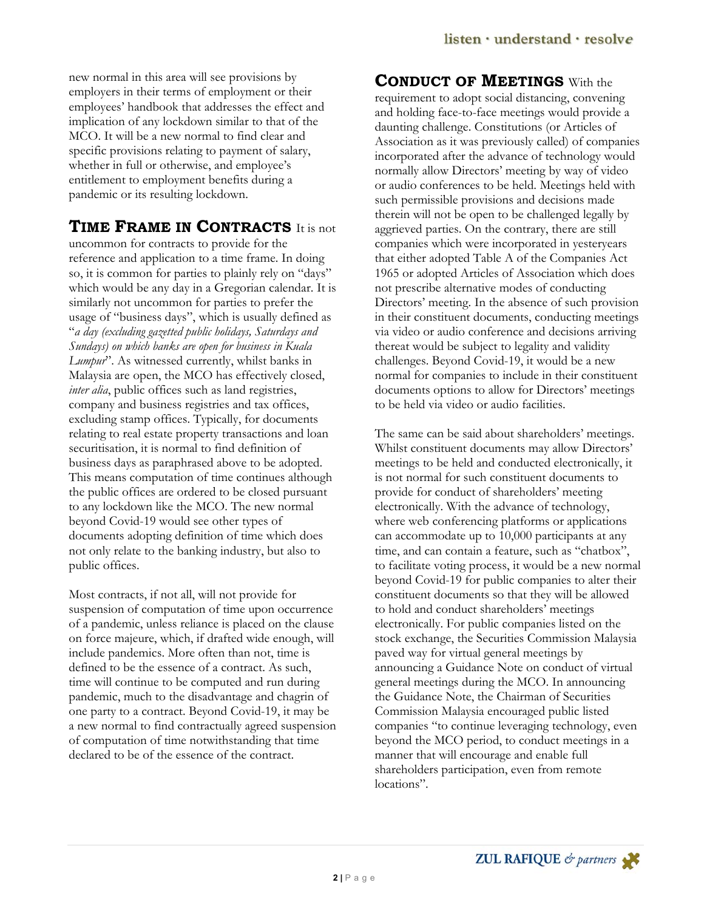new normal in this area will see provisions by employers in their terms of employment or their employees' handbook that addresses the effect and implication of any lockdown similar to that of the MCO. It will be a new normal to find clear and specific provisions relating to payment of salary, whether in full or otherwise, and employee's entitlement to employment benefits during a pandemic or its resulting lockdown.

**TIME FRAME IN CONTRACTS** It is not uncommon for contracts to provide for the reference and application to a time frame. In doing so, it is common for parties to plainly rely on "days" which would be any day in a Gregorian calendar. It is similarly not uncommon for parties to prefer the usage of "business days", which is usually defined as "*a day (excluding gazetted public holidays, Saturdays and Sundays) on which banks are open for business in Kuala Lumpur*". As witnessed currently, whilst banks in Malaysia are open, the MCO has effectively closed, *inter alia*, public offices such as land registries, company and business registries and tax offices, excluding stamp offices. Typically, for documents relating to real estate property transactions and loan securitisation, it is normal to find definition of business days as paraphrased above to be adopted. This means computation of time continues although the public offices are ordered to be closed pursuant to any lockdown like the MCO. The new normal beyond Covid-19 would see other types of documents adopting definition of time which does not only relate to the banking industry, but also to public offices.

Most contracts, if not all, will not provide for suspension of computation of time upon occurrence of a pandemic, unless reliance is placed on the clause on force majeure, which, if drafted wide enough, will include pandemics. More often than not, time is defined to be the essence of a contract. As such, time will continue to be computed and run during pandemic, much to the disadvantage and chagrin of one party to a contract. Beyond Covid-19, it may be a new normal to find contractually agreed suspension of computation of time notwithstanding that time declared to be of the essence of the contract.

**CONDUCT OF MEETINGS** With the requirement to adopt social distancing, convening and holding face-to-face meetings would provide a daunting challenge. Constitutions (or Articles of Association as it was previously called) of companies incorporated after the advance of technology would normally allow Directors' meeting by way of video or audio conferences to be held. Meetings held with such permissible provisions and decisions made therein will not be open to be challenged legally by aggrieved parties. On the contrary, there are still companies which were incorporated in yesteryears that either adopted Table A of the Companies Act 1965 or adopted Articles of Association which does not prescribe alternative modes of conducting Directors' meeting. In the absence of such provision in their constituent documents, conducting meetings via video or audio conference and decisions arriving thereat would be subject to legality and validity challenges. Beyond Covid-19, it would be a new normal for companies to include in their constituent documents options to allow for Directors' meetings to be held via video or audio facilities.

The same can be said about shareholders' meetings. Whilst constituent documents may allow Directors' meetings to be held and conducted electronically, it is not normal for such constituent documents to provide for conduct of shareholders' meeting electronically. With the advance of technology, where web conferencing platforms or applications can accommodate up to 10,000 participants at any time, and can contain a feature, such as "chatbox", to facilitate voting process, it would be a new normal beyond Covid-19 for public companies to alter their constituent documents so that they will be allowed to hold and conduct shareholders' meetings electronically. For public companies listed on the stock exchange, the Securities Commission Malaysia paved way for virtual general meetings by announcing a Guidance Note on conduct of virtual general meetings during the MCO. In announcing the Guidance Note, the Chairman of Securities Commission Malaysia encouraged public listed companies "to continue leveraging technology, even beyond the MCO period, to conduct meetings in a manner that will encourage and enable full shareholders participation, even from remote locations".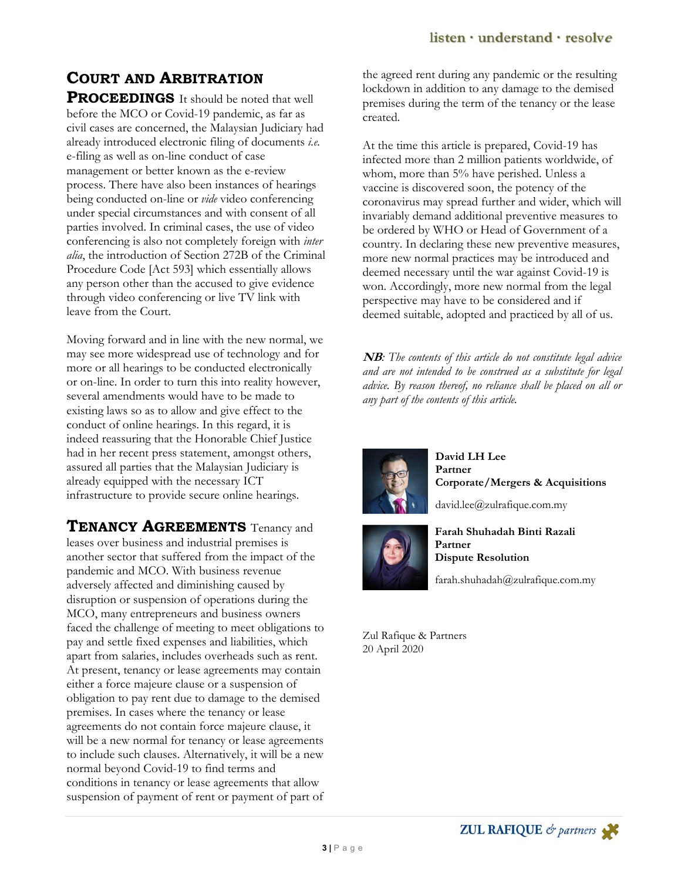## Court and Arbitration Proceedings

It should be noted that well before the MCO or Covid-19 pandemic, as far as civil cases are concerned, the Malaysian Judiciary had already introduced electronic filing of documents *i.e.* e-filing as well as on-line conduct of case management or better known as the e-review process. There have also been instances of hearings being conducted on-line or *vide* video conferencing under special circumstances and with consent of all parties involved. In criminal cases, the use of video conferencing is also not completely foreign with *inter alia*, the introduction of Section 272B of the Criminal Procedure Code [Act 593] which essentially allows any person other than the accused to give evidence through video conferencing or live TV link with leave from the Court.

Moving forward and in line with the new normal, we may see more widespread use of technology and for more or all hearings to be conducted electronically or on-line. In order to turn this into reality however, several amendments would have to be made to existing laws so as to allow and give effect to the conduct of online hearings. In this regard, it is indeed reassuring that the Honorable Chief Justice had in her recent press statement, amongst others, assured all parties that the Malaysian Judiciary is already equipped with the necessary ICT infrastructure to provide secure online hearings.

## Tenancy Agreements

Tenancy and leases over business and industrial premises is another sector that suffered from the impact of the pandemic and MCO. With business revenue adversely affected and diminishing caused by disruption or suspension of operations during the MCO, many entrepreneurs and business owners faced the challenge of meeting to meet obligations to pay and settle fixed expenses and liabilities, which apart from salaries, includes overheads such as rent. At present, tenancy or lease agreements may contain either a force majeure clause or a suspension of obligation to pay rent due to damage to the demised premises. In cases where the tenancy or lease agreements do not contain force majeure clause, it will be a new normal for tenancy or lease agreements to include such clauses. Alternatively, it will be a new normal beyond Covid-19 to find terms and conditions in tenancy or lease agreements that allow suspension of payment of rent or payment of part of the agreed rent during any pandemic or the resulting lockdown in addition to any damage to the demised premises during the term of the tenancy or the lease created.

At the time this article is prepared, Covid-19 has infected more than 2 million patients worldwide, of whom, more than 5% have perished. Unless a vaccine is discovered soon, the potency of the coronavirus may spread further and wider, which will invariably demand additional preventive measures to be ordered by WHO or Head of Government of a country. In declaring these new preventive measures, more new normal practices may be introduced and deemed necessary until the war against Covid-19 is won. Accordingly, more new normal from the legal perspective may have to be considered and if deemed suitable, adopted and practiced by all of us.

***NB**: The contents of this article do not constitute legal advice and are not intended to be construed as a substitute for legal advice. By reason thereof, no reliance shall be placed on all or any part of the contents of this article.*

**David LH Lee**
**Partner**
**Corporate/Mergers & Acquisitions**

david.lee@zulrafique.com.my

**Farah Shuhadah Binti Razali**
**Partner**
**Dispute Resolution**

farah.shuhadah@zulrafique.com.my

Zul Rafique & Partners
20 April 2020